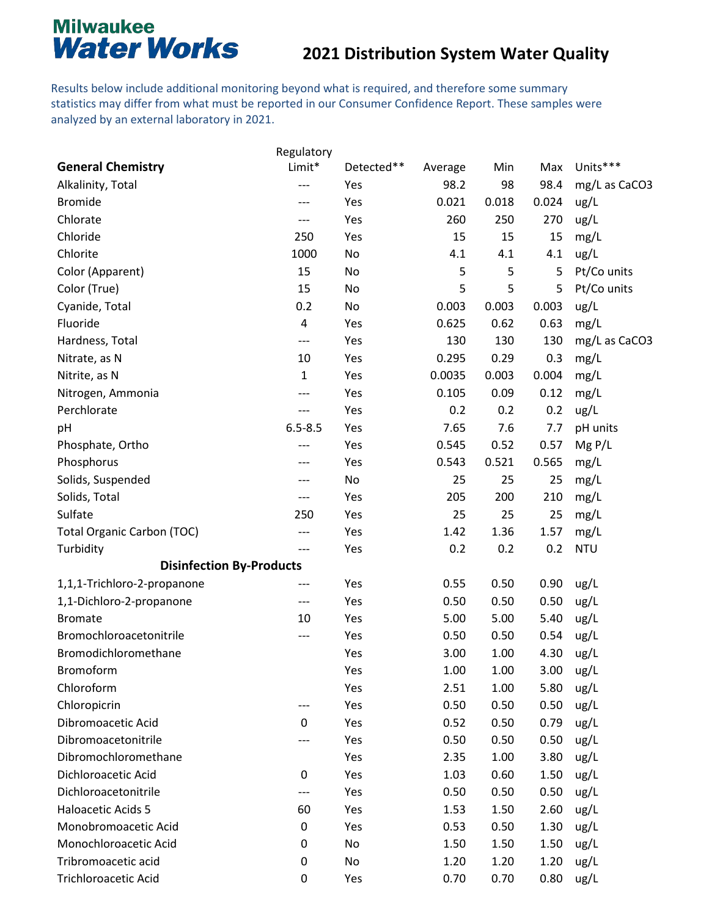Milwaukee
Water Works

# 2021 Distribution System Water Quality

Results below include additional monitoring beyond what is required, and therefore some summary statistics may differ from what must be reported in our Consumer Confidence Report. These samples were analyzed by an external laboratory in 2021.

| General Chemistry | Regulatory Limit* | Detected** | Average | Min | Max | Units*** |
|---|---|---|---|---|---|---|
| Alkalinity, Total | --- | Yes | 98.2 | 98 | 98.4 | mg/L as CaCO3 |
| Bromide | --- | Yes | 0.021 | 0.018 | 0.024 | ug/L |
| Chlorate | --- | Yes | 260 | 250 | 270 | ug/L |
| Chloride | 250 | Yes | 15 | 15 | 15 | mg/L |
| Chlorite | 1000 | No | 4.1 | 4.1 | 4.1 | ug/L |
| Color (Apparent) | 15 | No | 5 | 5 | 5 | Pt/Co units |
| Color (True) | 15 | No | 5 | 5 | 5 | Pt/Co units |
| Cyanide, Total | 0.2 | No | 0.003 | 0.003 | 0.003 | ug/L |
| Fluoride | 4 | Yes | 0.625 | 0.62 | 0.63 | mg/L |
| Hardness, Total | --- | Yes | 130 | 130 | 130 | mg/L as CaCO3 |
| Nitrate, as N | 10 | Yes | 0.295 | 0.29 | 0.3 | mg/L |
| Nitrite, as N | 1 | Yes | 0.0035 | 0.003 | 0.004 | mg/L |
| Nitrogen, Ammonia | --- | Yes | 0.105 | 0.09 | 0.12 | mg/L |
| Perchlorate | --- | Yes | 0.2 | 0.2 | 0.2 | ug/L |
| pH | 6.5-8.5 | Yes | 7.65 | 7.6 | 7.7 | pH units |
| Phosphate, Ortho | --- | Yes | 0.545 | 0.52 | 0.57 | Mg P/L |
| Phosphorus | --- | Yes | 0.543 | 0.521 | 0.565 | mg/L |
| Solids, Suspended | --- | No | 25 | 25 | 25 | mg/L |
| Solids, Total | --- | Yes | 205 | 200 | 210 | mg/L |
| Sulfate | 250 | Yes | 25 | 25 | 25 | mg/L |
| Total Organic Carbon (TOC) | --- | Yes | 1.42 | 1.36 | 1.57 | mg/L |
| Turbidity | --- | Yes | 0.2 | 0.2 | 0.2 | NTU |
| **Disinfection By-Products** | | | | | | |
| 1,1,1-Trichloro-2-propanone | --- | Yes | 0.55 | 0.50 | 0.90 | ug/L |
| 1,1-Dichloro-2-propanone | --- | Yes | 0.50 | 0.50 | 0.50 | ug/L |
| Bromate | 10 | Yes | 5.00 | 5.00 | 5.40 | ug/L |
| Bromochloroacetonitrile | --- | Yes | 0.50 | 0.50 | 0.54 | ug/L |
| Bromodichloromethane | | Yes | 3.00 | 1.00 | 4.30 | ug/L |
| Bromoform | | Yes | 1.00 | 1.00 | 3.00 | ug/L |
| Chloroform | | Yes | 2.51 | 1.00 | 5.80 | ug/L |
| Chloropicrin | --- | Yes | 0.50 | 0.50 | 0.50 | ug/L |
| Dibromoacetic Acid | 0 | Yes | 0.52 | 0.50 | 0.79 | ug/L |
| Dibromoacetonitrile | --- | Yes | 0.50 | 0.50 | 0.50 | ug/L |
| Dibromochloromethane | | Yes | 2.35 | 1.00 | 3.80 | ug/L |
| Dichloroacetic Acid | 0 | Yes | 1.03 | 0.60 | 1.50 | ug/L |
| Dichloroacetonitrile | --- | Yes | 0.50 | 0.50 | 0.50 | ug/L |
| Haloacetic Acids 5 | 60 | Yes | 1.53 | 1.50 | 2.60 | ug/L |
| Monobromoacetic Acid | 0 | Yes | 0.53 | 0.50 | 1.30 | ug/L |
| Monochloroacetic Acid | 0 | No | 1.50 | 1.50 | 1.50 | ug/L |
| Tribromoacetic acid | 0 | No | 1.20 | 1.20 | 1.20 | ug/L |
| Trichloroacetic Acid | 0 | Yes | 0.70 | 0.70 | 0.80 | ug/L |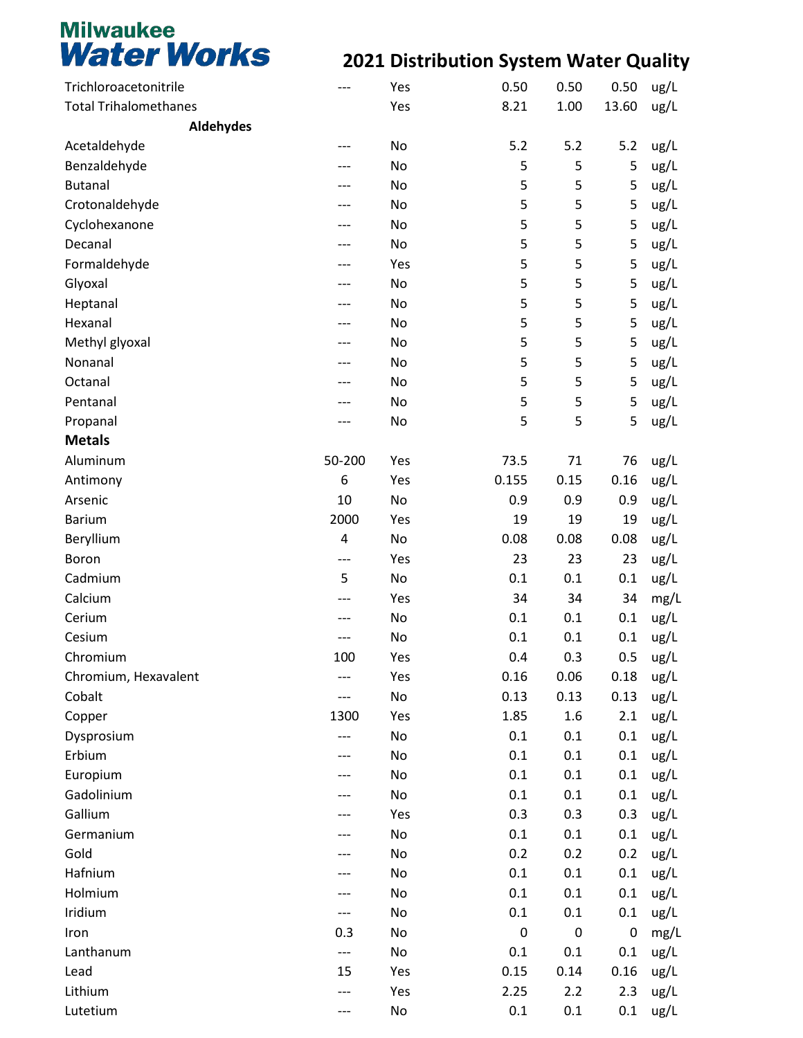# Milwaukee Water Works

## 2021 Distribution System Water Quality

| | | | | | | |
|---|---|---|---|---|---|---|
| Trichloroacetonitrile | --- | Yes | 0.50 | 0.50 | 0.50 | ug/L |
| Total Trihalomethanes | | Yes | 8.21 | 1.00 | 13.60 | ug/L |
| **Aldehydes** | | | | | | |
| Acetaldehyde | --- | No | 5.2 | 5.2 | 5.2 | ug/L |
| Benzaldehyde | --- | No | 5 | 5 | 5 | ug/L |
| Butanal | --- | No | 5 | 5 | 5 | ug/L |
| Crotonaldehyde | --- | No | 5 | 5 | 5 | ug/L |
| Cyclohexanone | --- | No | 5 | 5 | 5 | ug/L |
| Decanal | --- | No | 5 | 5 | 5 | ug/L |
| Formaldehyde | --- | Yes | 5 | 5 | 5 | ug/L |
| Glyoxal | --- | No | 5 | 5 | 5 | ug/L |
| Heptanal | --- | No | 5 | 5 | 5 | ug/L |
| Hexanal | --- | No | 5 | 5 | 5 | ug/L |
| Methyl glyoxal | --- | No | 5 | 5 | 5 | ug/L |
| Nonanal | --- | No | 5 | 5 | 5 | ug/L |
| Octanal | --- | No | 5 | 5 | 5 | ug/L |
| Pentanal | --- | No | 5 | 5 | 5 | ug/L |
| Propanal | --- | No | 5 | 5 | 5 | ug/L |
| **Metals** | | | | | | |
| Aluminum | 50-200 | Yes | 73.5 | 71 | 76 | ug/L |
| Antimony | 6 | Yes | 0.155 | 0.15 | 0.16 | ug/L |
| Arsenic | 10 | No | 0.9 | 0.9 | 0.9 | ug/L |
| Barium | 2000 | Yes | 19 | 19 | 19 | ug/L |
| Beryllium | 4 | No | 0.08 | 0.08 | 0.08 | ug/L |
| Boron | --- | Yes | 23 | 23 | 23 | ug/L |
| Cadmium | 5 | No | 0.1 | 0.1 | 0.1 | ug/L |
| Calcium | --- | Yes | 34 | 34 | 34 | mg/L |
| Cerium | --- | No | 0.1 | 0.1 | 0.1 | ug/L |
| Cesium | --- | No | 0.1 | 0.1 | 0.1 | ug/L |
| Chromium | 100 | Yes | 0.4 | 0.3 | 0.5 | ug/L |
| Chromium, Hexavalent | --- | Yes | 0.16 | 0.06 | 0.18 | ug/L |
| Cobalt | --- | No | 0.13 | 0.13 | 0.13 | ug/L |
| Copper | 1300 | Yes | 1.85 | 1.6 | 2.1 | ug/L |
| Dysprosium | --- | No | 0.1 | 0.1 | 0.1 | ug/L |
| Erbium | --- | No | 0.1 | 0.1 | 0.1 | ug/L |
| Europium | --- | No | 0.1 | 0.1 | 0.1 | ug/L |
| Gadolinium | --- | No | 0.1 | 0.1 | 0.1 | ug/L |
| Gallium | --- | Yes | 0.3 | 0.3 | 0.3 | ug/L |
| Germanium | --- | No | 0.1 | 0.1 | 0.1 | ug/L |
| Gold | --- | No | 0.2 | 0.2 | 0.2 | ug/L |
| Hafnium | --- | No | 0.1 | 0.1 | 0.1 | ug/L |
| Holmium | --- | No | 0.1 | 0.1 | 0.1 | ug/L |
| Iridium | --- | No | 0.1 | 0.1 | 0.1 | ug/L |
| Iron | 0.3 | No | 0 | 0 | 0 | mg/L |
| Lanthanum | --- | No | 0.1 | 0.1 | 0.1 | ug/L |
| Lead | 15 | Yes | 0.15 | 0.14 | 0.16 | ug/L |
| Lithium | --- | Yes | 2.25 | 2.2 | 2.3 | ug/L |
| Lutetium | --- | No | 0.1 | 0.1 | 0.1 | ug/L |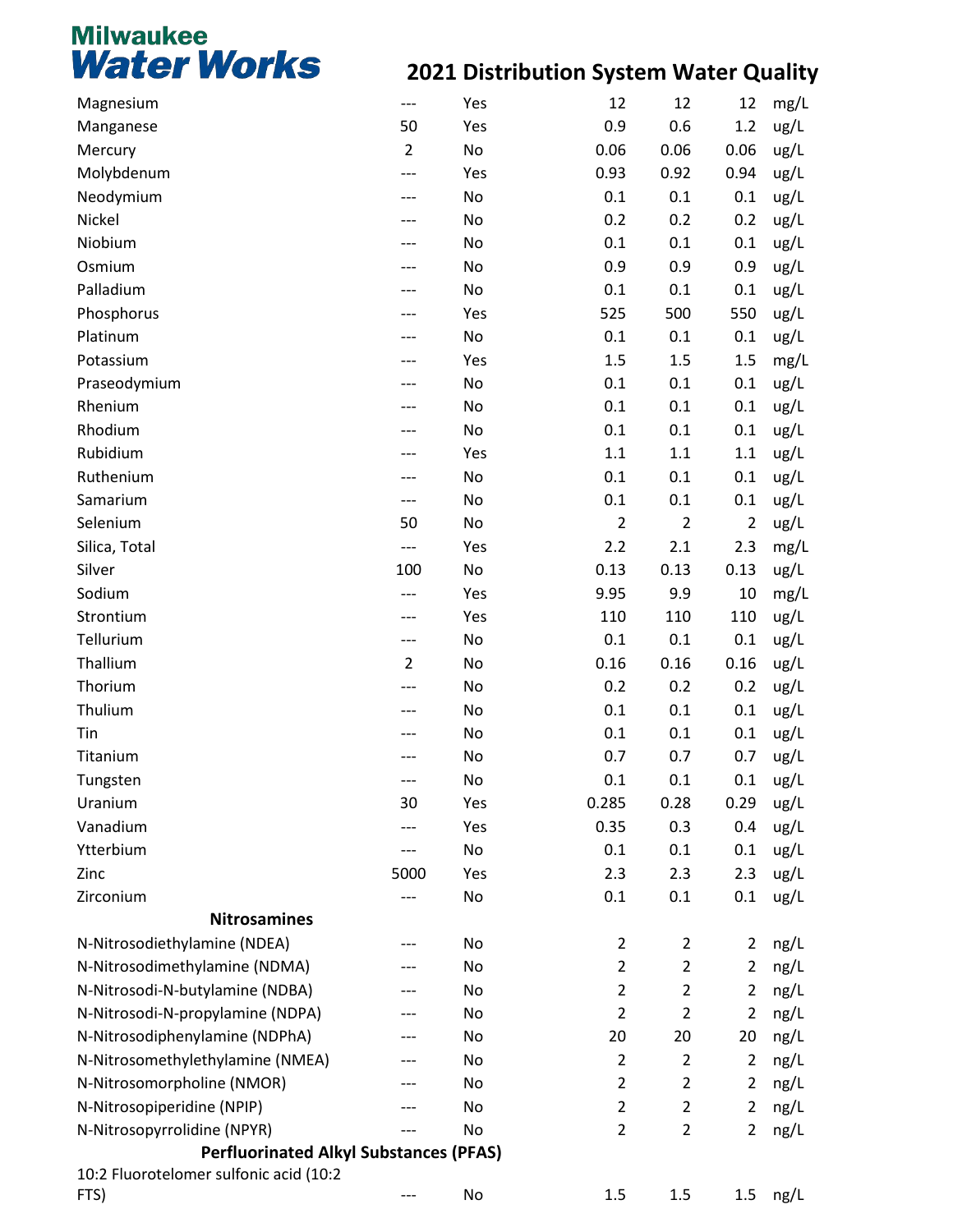# Milwaukee Water Works

## 2021 Distribution System Water Quality

| | | | | | | |
|---|---|---|---|---|---|---|
| Magnesium | --- | Yes | 12 | 12 | 12 | mg/L |
| Manganese | 50 | Yes | 0.9 | 0.6 | 1.2 | ug/L |
| Mercury | 2 | No | 0.06 | 0.06 | 0.06 | ug/L |
| Molybdenum | --- | Yes | 0.93 | 0.92 | 0.94 | ug/L |
| Neodymium | --- | No | 0.1 | 0.1 | 0.1 | ug/L |
| Nickel | --- | No | 0.2 | 0.2 | 0.2 | ug/L |
| Niobium | --- | No | 0.1 | 0.1 | 0.1 | ug/L |
| Osmium | --- | No | 0.9 | 0.9 | 0.9 | ug/L |
| Palladium | --- | No | 0.1 | 0.1 | 0.1 | ug/L |
| Phosphorus | --- | Yes | 525 | 500 | 550 | ug/L |
| Platinum | --- | No | 0.1 | 0.1 | 0.1 | ug/L |
| Potassium | --- | Yes | 1.5 | 1.5 | 1.5 | mg/L |
| Praseodymium | --- | No | 0.1 | 0.1 | 0.1 | ug/L |
| Rhenium | --- | No | 0.1 | 0.1 | 0.1 | ug/L |
| Rhodium | --- | No | 0.1 | 0.1 | 0.1 | ug/L |
| Rubidium | --- | Yes | 1.1 | 1.1 | 1.1 | ug/L |
| Ruthenium | --- | No | 0.1 | 0.1 | 0.1 | ug/L |
| Samarium | --- | No | 0.1 | 0.1 | 0.1 | ug/L |
| Selenium | 50 | No | 2 | 2 | 2 | ug/L |
| Silica, Total | --- | Yes | 2.2 | 2.1 | 2.3 | mg/L |
| Silver | 100 | No | 0.13 | 0.13 | 0.13 | ug/L |
| Sodium | --- | Yes | 9.95 | 9.9 | 10 | mg/L |
| Strontium | --- | Yes | 110 | 110 | 110 | ug/L |
| Tellurium | --- | No | 0.1 | 0.1 | 0.1 | ug/L |
| Thallium | 2 | No | 0.16 | 0.16 | 0.16 | ug/L |
| Thorium | --- | No | 0.2 | 0.2 | 0.2 | ug/L |
| Thulium | --- | No | 0.1 | 0.1 | 0.1 | ug/L |
| Tin | --- | No | 0.1 | 0.1 | 0.1 | ug/L |
| Titanium | --- | No | 0.7 | 0.7 | 0.7 | ug/L |
| Tungsten | --- | No | 0.1 | 0.1 | 0.1 | ug/L |
| Uranium | 30 | Yes | 0.285 | 0.28 | 0.29 | ug/L |
| Vanadium | --- | Yes | 0.35 | 0.3 | 0.4 | ug/L |
| Ytterbium | --- | No | 0.1 | 0.1 | 0.1 | ug/L |
| Zinc | 5000 | Yes | 2.3 | 2.3 | 2.3 | ug/L |
| Zirconium | --- | No | 0.1 | 0.1 | 0.1 | ug/L |
| **Nitrosamines** | | | | | | |
| N-Nitrosodiethylamine (NDEA) | --- | No | 2 | 2 | 2 | ng/L |
| N-Nitrosodimethylamine (NDMA) | --- | No | 2 | 2 | 2 | ng/L |
| N-Nitrosodi-N-butylamine (NDBA) | --- | No | 2 | 2 | 2 | ng/L |
| N-Nitrosodi-N-propylamine (NDPA) | --- | No | 2 | 2 | 2 | ng/L |
| N-Nitrosodiphenylamine (NDPhA) | --- | No | 20 | 20 | 20 | ng/L |
| N-Nitrosomethylethylamine (NMEA) | --- | No | 2 | 2 | 2 | ng/L |
| N-Nitrosomorpholine (NMOR) | --- | No | 2 | 2 | 2 | ng/L |
| N-Nitrosopiperidine (NPIP) | --- | No | 2 | 2 | 2 | ng/L |
| N-Nitrosopyrrolidine (NPYR) | --- | No | 2 | 2 | 2 | ng/L |
| **Perfluorinated Alkyl Substances (PFAS)** | | | | | | |
| 10:2 Fluorotelomer sulfonic acid (10:2 FTS) | --- | No | 1.5 | 1.5 | 1.5 | ng/L |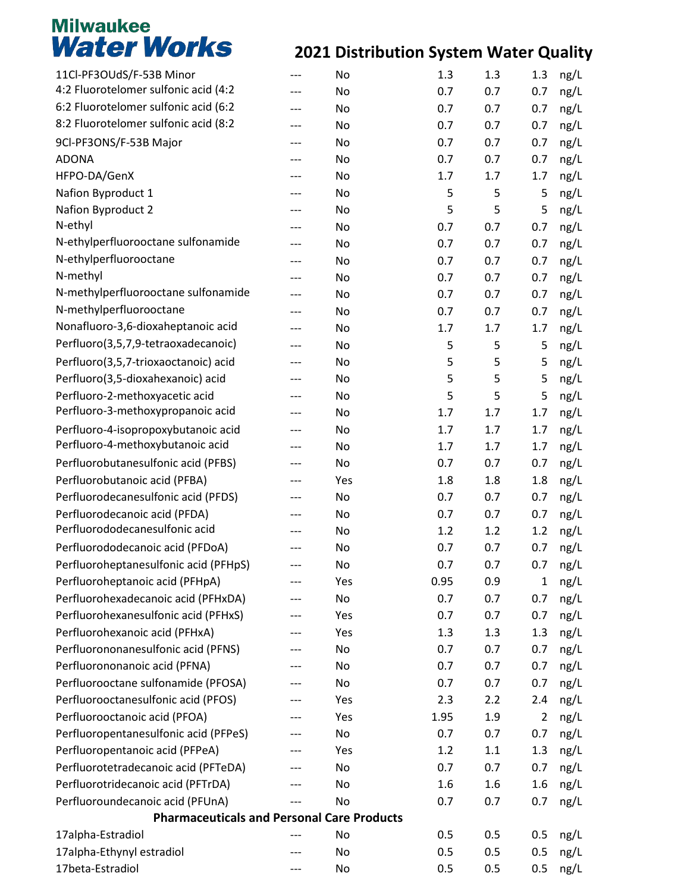# Milwaukee Water Works

## 2021 Distribution System Water Quality

| | | | | | | |
|---|---|---|---|---|---|---|
| 11Cl-PF3OUdS/F-53B Minor | --- | No | 1.3 | 1.3 | 1.3 | ng/L |
| 4:2 Fluorotelomer sulfonic acid (4:2 | --- | No | 0.7 | 0.7 | 0.7 | ng/L |
| 6:2 Fluorotelomer sulfonic acid (6:2 | --- | No | 0.7 | 0.7 | 0.7 | ng/L |
| 8:2 Fluorotelomer sulfonic acid (8:2 | --- | No | 0.7 | 0.7 | 0.7 | ng/L |
| 9Cl-PF3ONS/F-53B Major | --- | No | 0.7 | 0.7 | 0.7 | ng/L |
| ADONA | --- | No | 0.7 | 0.7 | 0.7 | ng/L |
| HFPO-DA/GenX | --- | No | 1.7 | 1.7 | 1.7 | ng/L |
| Nafion Byproduct 1 | --- | No | 5 | 5 | 5 | ng/L |
| Nafion Byproduct 2 | --- | No | 5 | 5 | 5 | ng/L |
| N-ethyl | --- | No | 0.7 | 0.7 | 0.7 | ng/L |
| N-ethylperfluorooctane sulfonamide | --- | No | 0.7 | 0.7 | 0.7 | ng/L |
| N-ethylperfluorooctane | --- | No | 0.7 | 0.7 | 0.7 | ng/L |
| N-methyl | --- | No | 0.7 | 0.7 | 0.7 | ng/L |
| N-methylperfluorooctane sulfonamide | --- | No | 0.7 | 0.7 | 0.7 | ng/L |
| N-methylperfluorooctane | --- | No | 0.7 | 0.7 | 0.7 | ng/L |
| Nonafluoro-3,6-dioxaheptanoic acid | --- | No | 1.7 | 1.7 | 1.7 | ng/L |
| Perfluoro(3,5,7,9-tetraoxadecanoic) | --- | No | 5 | 5 | 5 | ng/L |
| Perfluoro(3,5,7-trioxaoctanoic) acid | --- | No | 5 | 5 | 5 | ng/L |
| Perfluoro(3,5-dioxahexanoic) acid | --- | No | 5 | 5 | 5 | ng/L |
| Perfluoro-2-methoxyacetic acid | --- | No | 5 | 5 | 5 | ng/L |
| Perfluoro-3-methoxypropanoic acid | --- | No | 1.7 | 1.7 | 1.7 | ng/L |
| Perfluoro-4-isopropoxybutanoic acid | --- | No | 1.7 | 1.7 | 1.7 | ng/L |
| Perfluoro-4-methoxybutanoic acid | --- | No | 1.7 | 1.7 | 1.7 | ng/L |
| Perfluorobutanesulfonic acid (PFBS) | --- | No | 0.7 | 0.7 | 0.7 | ng/L |
| Perfluorobutanoic acid (PFBA) | --- | Yes | 1.8 | 1.8 | 1.8 | ng/L |
| Perfluorodecanesulfonic acid (PFDS) | --- | No | 0.7 | 0.7 | 0.7 | ng/L |
| Perfluorodecanoic acid (PFDA) | --- | No | 0.7 | 0.7 | 0.7 | ng/L |
| Perfluorododecanesulfonic acid | --- | No | 1.2 | 1.2 | 1.2 | ng/L |
| Perfluorododecanoic acid (PFDoA) | --- | No | 0.7 | 0.7 | 0.7 | ng/L |
| Perfluoroheptanesulfonic acid (PFHpS) | --- | No | 0.7 | 0.7 | 0.7 | ng/L |
| Perfluoroheptanoic acid (PFHpA) | --- | Yes | 0.95 | 0.9 | 1 | ng/L |
| Perfluorohexadecanoic acid (PFHxDA) | --- | No | 0.7 | 0.7 | 0.7 | ng/L |
| Perfluorohexanesulfonic acid (PFHxS) | --- | Yes | 0.7 | 0.7 | 0.7 | ng/L |
| Perfluorohexanoic acid (PFHxA) | --- | Yes | 1.3 | 1.3 | 1.3 | ng/L |
| Perfluorononanesulfonic acid (PFNS) | --- | No | 0.7 | 0.7 | 0.7 | ng/L |
| Perfluorononanoic acid (PFNA) | --- | No | 0.7 | 0.7 | 0.7 | ng/L |
| Perfluorooctane sulfonamide (PFOSA) | --- | No | 0.7 | 0.7 | 0.7 | ng/L |
| Perfluorooctanesulfonic acid (PFOS) | --- | Yes | 2.3 | 2.2 | 2.4 | ng/L |
| Perfluorooctanoic acid (PFOA) | --- | Yes | 1.95 | 1.9 | 2 | ng/L |
| Perfluoropentanesulfonic acid (PFPeS) | --- | No | 0.7 | 0.7 | 0.7 | ng/L |
| Perfluoropentanoic acid (PFPeA) | --- | Yes | 1.2 | 1.1 | 1.3 | ng/L |
| Perfluorotetradecanoic acid (PFTeDA) | --- | No | 0.7 | 0.7 | 0.7 | ng/L |
| Perfluorotridecanoic acid (PFTrDA) | --- | No | 1.6 | 1.6 | 1.6 | ng/L |
| Perfluoroundecanoic acid (PFUnA) | --- | No | 0.7 | 0.7 | 0.7 | ng/L |
| **Pharmaceuticals and Personal Care Products** | | | | | | |
| 17alpha-Estradiol | --- | No | 0.5 | 0.5 | 0.5 | ng/L |
| 17alpha-Ethynyl estradiol | --- | No | 0.5 | 0.5 | 0.5 | ng/L |
| 17beta-Estradiol | --- | No | 0.5 | 0.5 | 0.5 | ng/L |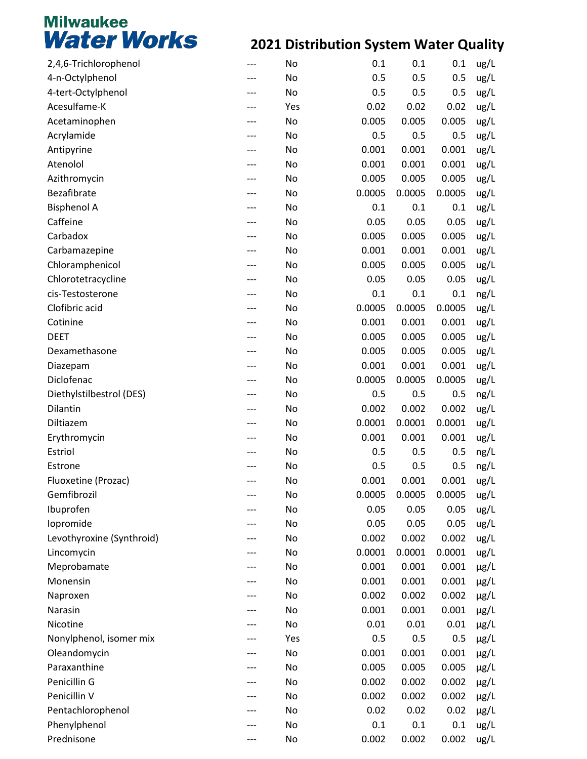Milwaukee Water Works

# 2021 Distribution System Water Quality

| | | | | | | |
|---|---|---|---|---|---|---|
| 2,4,6-Trichlorophenol | --- | No | 0.1 | 0.1 | 0.1 | ug/L |
| 4-n-Octylphenol | --- | No | 0.5 | 0.5 | 0.5 | ug/L |
| 4-tert-Octylphenol | --- | No | 0.5 | 0.5 | 0.5 | ug/L |
| Acesulfame-K | --- | Yes | 0.02 | 0.02 | 0.02 | ug/L |
| Acetaminophen | --- | No | 0.005 | 0.005 | 0.005 | ug/L |
| Acrylamide | --- | No | 0.5 | 0.5 | 0.5 | ug/L |
| Antipyrine | --- | No | 0.001 | 0.001 | 0.001 | ug/L |
| Atenolol | --- | No | 0.001 | 0.001 | 0.001 | ug/L |
| Azithromycin | --- | No | 0.005 | 0.005 | 0.005 | ug/L |
| Bezafibrate | --- | No | 0.0005 | 0.0005 | 0.0005 | ug/L |
| Bisphenol A | --- | No | 0.1 | 0.1 | 0.1 | ug/L |
| Caffeine | --- | No | 0.05 | 0.05 | 0.05 | ug/L |
| Carbadox | --- | No | 0.005 | 0.005 | 0.005 | ug/L |
| Carbamazepine | --- | No | 0.001 | 0.001 | 0.001 | ug/L |
| Chloramphenicol | --- | No | 0.005 | 0.005 | 0.005 | ug/L |
| Chlorotetracycline | --- | No | 0.05 | 0.05 | 0.05 | ug/L |
| cis-Testosterone | --- | No | 0.1 | 0.1 | 0.1 | ng/L |
| Clofibric acid | --- | No | 0.0005 | 0.0005 | 0.0005 | ug/L |
| Cotinine | --- | No | 0.001 | 0.001 | 0.001 | ug/L |
| DEET | --- | No | 0.005 | 0.005 | 0.005 | ug/L |
| Dexamethasone | --- | No | 0.005 | 0.005 | 0.005 | ug/L |
| Diazepam | --- | No | 0.001 | 0.001 | 0.001 | ug/L |
| Diclofenac | --- | No | 0.0005 | 0.0005 | 0.0005 | ug/L |
| Diethylstilbestrol (DES) | --- | No | 0.5 | 0.5 | 0.5 | ng/L |
| Dilantin | --- | No | 0.002 | 0.002 | 0.002 | ug/L |
| Diltiazem | --- | No | 0.0001 | 0.0001 | 0.0001 | ug/L |
| Erythromycin | --- | No | 0.001 | 0.001 | 0.001 | ug/L |
| Estriol | --- | No | 0.5 | 0.5 | 0.5 | ng/L |
| Estrone | --- | No | 0.5 | 0.5 | 0.5 | ng/L |
| Fluoxetine (Prozac) | --- | No | 0.001 | 0.001 | 0.001 | ug/L |
| Gemfibrozil | --- | No | 0.0005 | 0.0005 | 0.0005 | ug/L |
| Ibuprofen | --- | No | 0.05 | 0.05 | 0.05 | ug/L |
| Iopromide | --- | No | 0.05 | 0.05 | 0.05 | ug/L |
| Levothyroxine (Synthroid) | --- | No | 0.002 | 0.002 | 0.002 | ug/L |
| Lincomycin | --- | No | 0.0001 | 0.0001 | 0.0001 | ug/L |
| Meprobamate | --- | No | 0.001 | 0.001 | 0.001 | µg/L |
| Monensin | --- | No | 0.001 | 0.001 | 0.001 | µg/L |
| Naproxen | --- | No | 0.002 | 0.002 | 0.002 | µg/L |
| Narasin | --- | No | 0.001 | 0.001 | 0.001 | µg/L |
| Nicotine | --- | No | 0.01 | 0.01 | 0.01 | µg/L |
| Nonylphenol, isomer mix | --- | Yes | 0.5 | 0.5 | 0.5 | µg/L |
| Oleandomycin | --- | No | 0.001 | 0.001 | 0.001 | µg/L |
| Paraxanthine | --- | No | 0.005 | 0.005 | 0.005 | µg/L |
| Penicillin G | --- | No | 0.002 | 0.002 | 0.002 | µg/L |
| Penicillin V | --- | No | 0.002 | 0.002 | 0.002 | µg/L |
| Pentachlorophenol | --- | No | 0.02 | 0.02 | 0.02 | µg/L |
| Phenylphenol | --- | No | 0.1 | 0.1 | 0.1 | ug/L |
| Prednisone | --- | No | 0.002 | 0.002 | 0.002 | ug/L |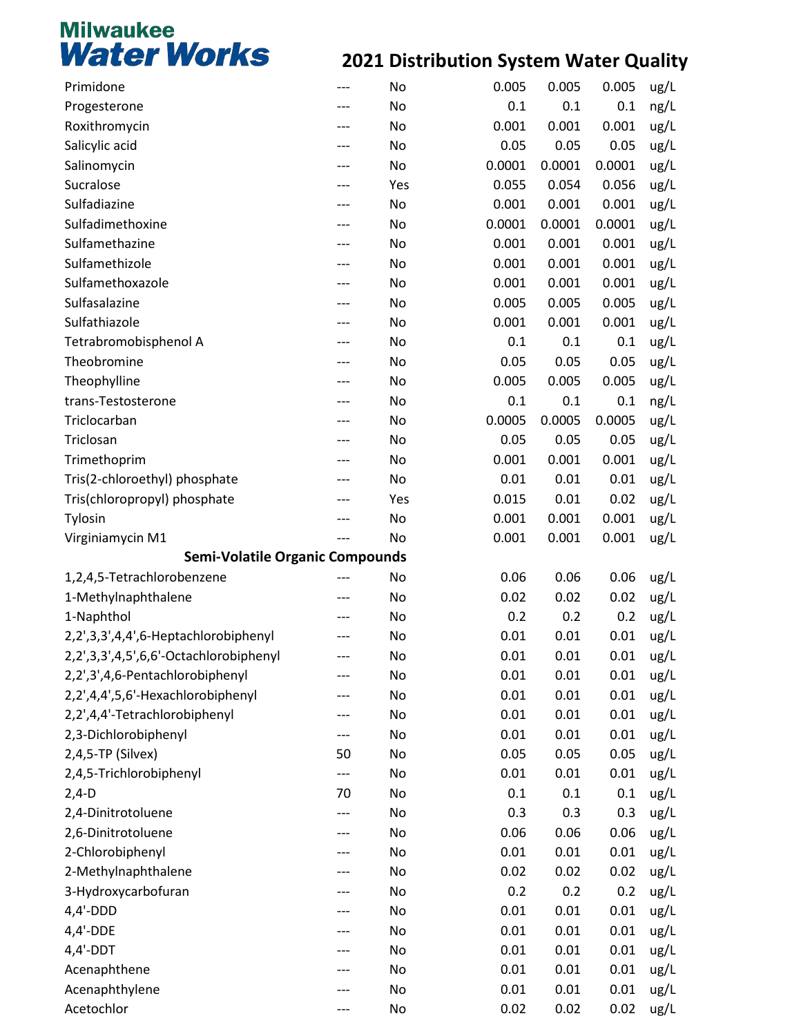# Milwaukee Water Works

## 2021 Distribution System Water Quality

| | | | | | | |
|---|---|---|---|---|---|---|
| Primidone | --- | No | 0.005 | 0.005 | 0.005 | ug/L |
| Progesterone | --- | No | 0.1 | 0.1 | 0.1 | ng/L |
| Roxithromycin | --- | No | 0.001 | 0.001 | 0.001 | ug/L |
| Salicylic acid | --- | No | 0.05 | 0.05 | 0.05 | ug/L |
| Salinomycin | --- | No | 0.0001 | 0.0001 | 0.0001 | ug/L |
| Sucralose | --- | Yes | 0.055 | 0.054 | 0.056 | ug/L |
| Sulfadiazine | --- | No | 0.001 | 0.001 | 0.001 | ug/L |
| Sulfadimethoxine | --- | No | 0.0001 | 0.0001 | 0.0001 | ug/L |
| Sulfamethazine | --- | No | 0.001 | 0.001 | 0.001 | ug/L |
| Sulfamethizole | --- | No | 0.001 | 0.001 | 0.001 | ug/L |
| Sulfamethoxazole | --- | No | 0.001 | 0.001 | 0.001 | ug/L |
| Sulfasalazine | --- | No | 0.005 | 0.005 | 0.005 | ug/L |
| Sulfathiazole | --- | No | 0.001 | 0.001 | 0.001 | ug/L |
| Tetrabromobisphenol A | --- | No | 0.1 | 0.1 | 0.1 | ug/L |
| Theobromine | --- | No | 0.05 | 0.05 | 0.05 | ug/L |
| Theophylline | --- | No | 0.005 | 0.005 | 0.005 | ug/L |
| trans-Testosterone | --- | No | 0.1 | 0.1 | 0.1 | ng/L |
| Triclocarban | --- | No | 0.0005 | 0.0005 | 0.0005 | ug/L |
| Triclosan | --- | No | 0.05 | 0.05 | 0.05 | ug/L |
| Trimethoprim | --- | No | 0.001 | 0.001 | 0.001 | ug/L |
| Tris(2-chloroethyl) phosphate | --- | No | 0.01 | 0.01 | 0.01 | ug/L |
| Tris(chloropropyl) phosphate | --- | Yes | 0.015 | 0.01 | 0.02 | ug/L |
| Tylosin | --- | No | 0.001 | 0.001 | 0.001 | ug/L |
| Virginiamycin M1 | --- | No | 0.001 | 0.001 | 0.001 | ug/L |
| **Semi-Volatile Organic Compounds** | | | | | | |
| 1,2,4,5-Tetrachlorobenzene | --- | No | 0.06 | 0.06 | 0.06 | ug/L |
| 1-Methylnaphthalene | --- | No | 0.02 | 0.02 | 0.02 | ug/L |
| 1-Naphthol | --- | No | 0.2 | 0.2 | 0.2 | ug/L |
| 2,2',3,3',4,4',6-Heptachlorobiphenyl | --- | No | 0.01 | 0.01 | 0.01 | ug/L |
| 2,2',3,3',4,5',6,6'-Octachlorobiphenyl | --- | No | 0.01 | 0.01 | 0.01 | ug/L |
| 2,2',3',4,6-Pentachlorobiphenyl | --- | No | 0.01 | 0.01 | 0.01 | ug/L |
| 2,2',4,4',5,6'-Hexachlorobiphenyl | --- | No | 0.01 | 0.01 | 0.01 | ug/L |
| 2,2',4,4'-Tetrachlorobiphenyl | --- | No | 0.01 | 0.01 | 0.01 | ug/L |
| 2,3-Dichlorobiphenyl | --- | No | 0.01 | 0.01 | 0.01 | ug/L |
| 2,4,5-TP (Silvex) | 50 | No | 0.05 | 0.05 | 0.05 | ug/L |
| 2,4,5-Trichlorobiphenyl | --- | No | 0.01 | 0.01 | 0.01 | ug/L |
| 2,4-D | 70 | No | 0.1 | 0.1 | 0.1 | ug/L |
| 2,4-Dinitrotoluene | --- | No | 0.3 | 0.3 | 0.3 | ug/L |
| 2,6-Dinitrotoluene | --- | No | 0.06 | 0.06 | 0.06 | ug/L |
| 2-Chlorobiphenyl | --- | No | 0.01 | 0.01 | 0.01 | ug/L |
| 2-Methylnaphthalene | --- | No | 0.02 | 0.02 | 0.02 | ug/L |
| 3-Hydroxycarbofuran | --- | No | 0.2 | 0.2 | 0.2 | ug/L |
| 4,4'-DDD | --- | No | 0.01 | 0.01 | 0.01 | ug/L |
| 4,4'-DDE | --- | No | 0.01 | 0.01 | 0.01 | ug/L |
| 4,4'-DDT | --- | No | 0.01 | 0.01 | 0.01 | ug/L |
| Acenaphthene | --- | No | 0.01 | 0.01 | 0.01 | ug/L |
| Acenaphthylene | --- | No | 0.01 | 0.01 | 0.01 | ug/L |
| Acetochlor | --- | No | 0.02 | 0.02 | 0.02 | ug/L |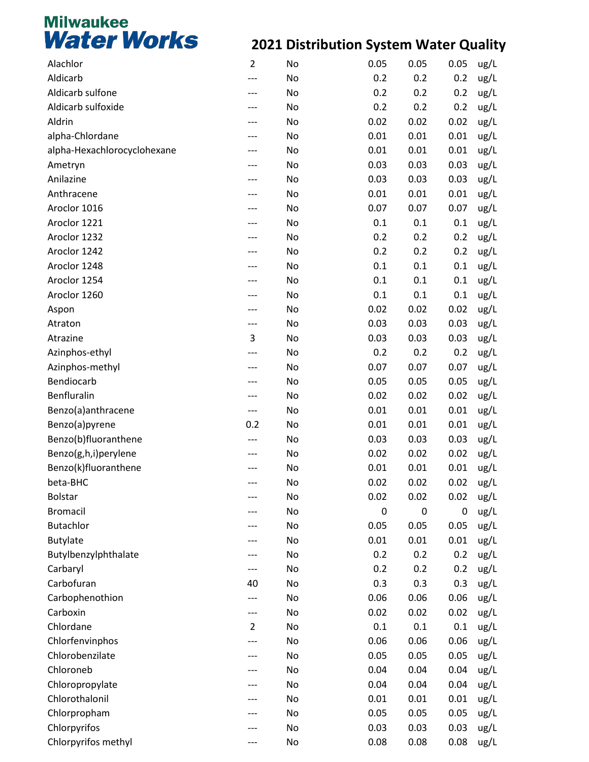# Milwaukee Water Works

## 2021 Distribution System Water Quality

| | | | | | | |
|---|---|---|---|---|---|---|
| Alachlor | 2 | No | 0.05 | 0.05 | 0.05 | ug/L |
| Aldicarb | --- | No | 0.2 | 0.2 | 0.2 | ug/L |
| Aldicarb sulfone | --- | No | 0.2 | 0.2 | 0.2 | ug/L |
| Aldicarb sulfoxide | --- | No | 0.2 | 0.2 | 0.2 | ug/L |
| Aldrin | --- | No | 0.02 | 0.02 | 0.02 | ug/L |
| alpha-Chlordane | --- | No | 0.01 | 0.01 | 0.01 | ug/L |
| alpha-Hexachlorocyclohexane | --- | No | 0.01 | 0.01 | 0.01 | ug/L |
| Ametryn | --- | No | 0.03 | 0.03 | 0.03 | ug/L |
| Anilazine | --- | No | 0.03 | 0.03 | 0.03 | ug/L |
| Anthracene | --- | No | 0.01 | 0.01 | 0.01 | ug/L |
| Aroclor 1016 | --- | No | 0.07 | 0.07 | 0.07 | ug/L |
| Aroclor 1221 | --- | No | 0.1 | 0.1 | 0.1 | ug/L |
| Aroclor 1232 | --- | No | 0.2 | 0.2 | 0.2 | ug/L |
| Aroclor 1242 | --- | No | 0.2 | 0.2 | 0.2 | ug/L |
| Aroclor 1248 | --- | No | 0.1 | 0.1 | 0.1 | ug/L |
| Aroclor 1254 | --- | No | 0.1 | 0.1 | 0.1 | ug/L |
| Aroclor 1260 | --- | No | 0.1 | 0.1 | 0.1 | ug/L |
| Aspon | --- | No | 0.02 | 0.02 | 0.02 | ug/L |
| Atraton | --- | No | 0.03 | 0.03 | 0.03 | ug/L |
| Atrazine | 3 | No | 0.03 | 0.03 | 0.03 | ug/L |
| Azinphos-ethyl | --- | No | 0.2 | 0.2 | 0.2 | ug/L |
| Azinphos-methyl | --- | No | 0.07 | 0.07 | 0.07 | ug/L |
| Bendiocarb | --- | No | 0.05 | 0.05 | 0.05 | ug/L |
| Benfluralin | --- | No | 0.02 | 0.02 | 0.02 | ug/L |
| Benzo(a)anthracene | --- | No | 0.01 | 0.01 | 0.01 | ug/L |
| Benzo(a)pyrene | 0.2 | No | 0.01 | 0.01 | 0.01 | ug/L |
| Benzo(b)fluoranthene | --- | No | 0.03 | 0.03 | 0.03 | ug/L |
| Benzo(g,h,i)perylene | --- | No | 0.02 | 0.02 | 0.02 | ug/L |
| Benzo(k)fluoranthene | --- | No | 0.01 | 0.01 | 0.01 | ug/L |
| beta-BHC | --- | No | 0.02 | 0.02 | 0.02 | ug/L |
| Bolstar | --- | No | 0.02 | 0.02 | 0.02 | ug/L |
| Bromacil | --- | No | 0 | 0 | 0 | ug/L |
| Butachlor | --- | No | 0.05 | 0.05 | 0.05 | ug/L |
| Butylate | --- | No | 0.01 | 0.01 | 0.01 | ug/L |
| Butylbenzylphthalate | --- | No | 0.2 | 0.2 | 0.2 | ug/L |
| Carbaryl | --- | No | 0.2 | 0.2 | 0.2 | ug/L |
| Carbofuran | 40 | No | 0.3 | 0.3 | 0.3 | ug/L |
| Carbophenothion | --- | No | 0.06 | 0.06 | 0.06 | ug/L |
| Carboxin | --- | No | 0.02 | 0.02 | 0.02 | ug/L |
| Chlordane | 2 | No | 0.1 | 0.1 | 0.1 | ug/L |
| Chlorfenvinphos | --- | No | 0.06 | 0.06 | 0.06 | ug/L |
| Chlorobenzilate | --- | No | 0.05 | 0.05 | 0.05 | ug/L |
| Chloroneb | --- | No | 0.04 | 0.04 | 0.04 | ug/L |
| Chloropropylate | --- | No | 0.04 | 0.04 | 0.04 | ug/L |
| Chlorothalonil | --- | No | 0.01 | 0.01 | 0.01 | ug/L |
| Chlorpropham | --- | No | 0.05 | 0.05 | 0.05 | ug/L |
| Chlorpyrifos | --- | No | 0.03 | 0.03 | 0.03 | ug/L |
| Chlorpyrifos methyl | --- | No | 0.08 | 0.08 | 0.08 | ug/L |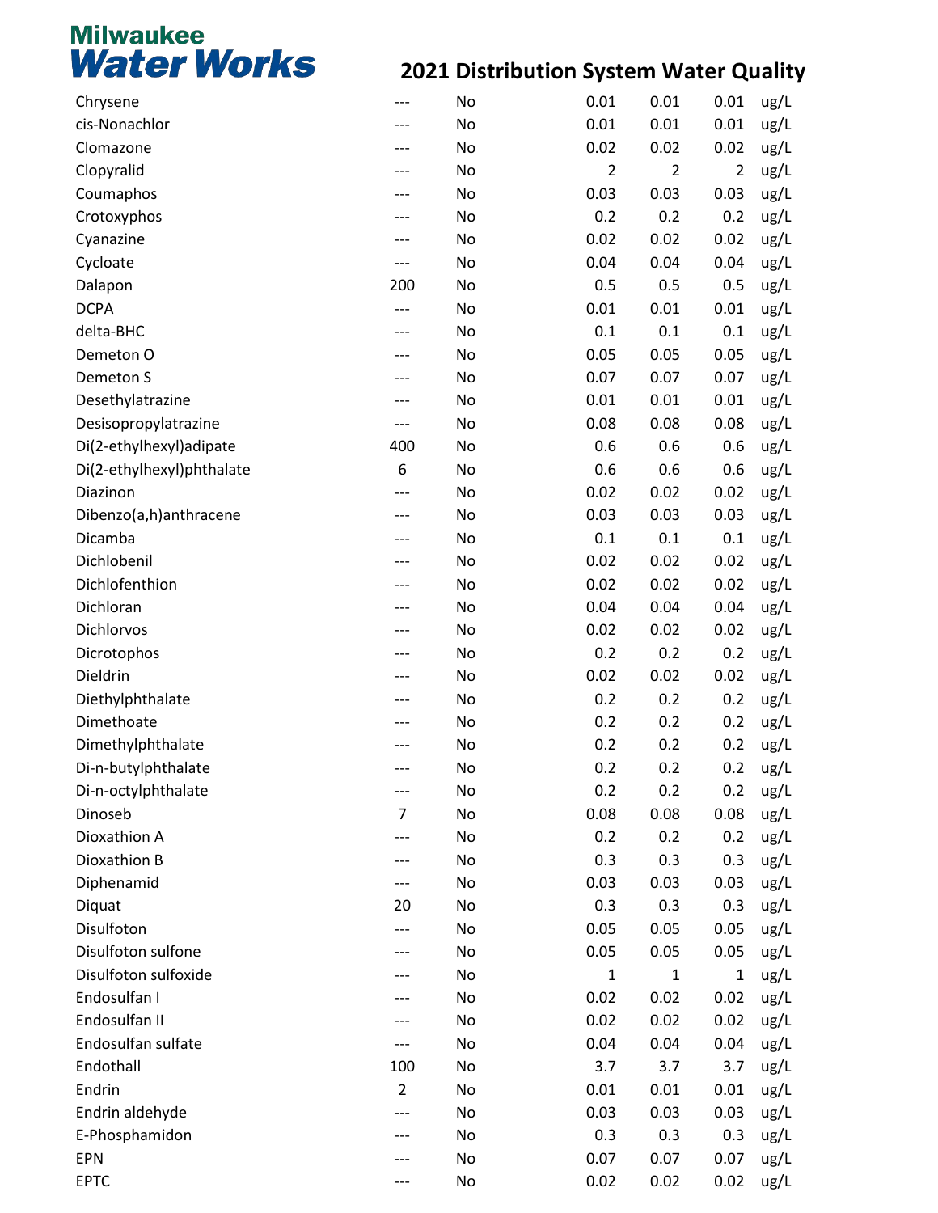# Milwaukee Water Works

## 2021 Distribution System Water Quality

| | | | | | | |
|---|---|---|---|---|---|---|
| Chrysene | --- | No | 0.01 | 0.01 | 0.01 | ug/L |
| cis-Nonachlor | --- | No | 0.01 | 0.01 | 0.01 | ug/L |
| Clomazone | --- | No | 0.02 | 0.02 | 0.02 | ug/L |
| Clopyralid | --- | No | 2 | 2 | 2 | ug/L |
| Coumaphos | --- | No | 0.03 | 0.03 | 0.03 | ug/L |
| Crotoxyphos | --- | No | 0.2 | 0.2 | 0.2 | ug/L |
| Cyanazine | --- | No | 0.02 | 0.02 | 0.02 | ug/L |
| Cycloate | --- | No | 0.04 | 0.04 | 0.04 | ug/L |
| Dalapon | 200 | No | 0.5 | 0.5 | 0.5 | ug/L |
| DCPA | --- | No | 0.01 | 0.01 | 0.01 | ug/L |
| delta-BHC | --- | No | 0.1 | 0.1 | 0.1 | ug/L |
| Demeton O | --- | No | 0.05 | 0.05 | 0.05 | ug/L |
| Demeton S | --- | No | 0.07 | 0.07 | 0.07 | ug/L |
| Desethylatrazine | --- | No | 0.01 | 0.01 | 0.01 | ug/L |
| Desisopropylatrazine | --- | No | 0.08 | 0.08 | 0.08 | ug/L |
| Di(2-ethylhexyl)adipate | 400 | No | 0.6 | 0.6 | 0.6 | ug/L |
| Di(2-ethylhexyl)phthalate | 6 | No | 0.6 | 0.6 | 0.6 | ug/L |
| Diazinon | --- | No | 0.02 | 0.02 | 0.02 | ug/L |
| Dibenzo(a,h)anthracene | --- | No | 0.03 | 0.03 | 0.03 | ug/L |
| Dicamba | --- | No | 0.1 | 0.1 | 0.1 | ug/L |
| Dichlobenil | --- | No | 0.02 | 0.02 | 0.02 | ug/L |
| Dichlofenthion | --- | No | 0.02 | 0.02 | 0.02 | ug/L |
| Dichloran | --- | No | 0.04 | 0.04 | 0.04 | ug/L |
| Dichlorvos | --- | No | 0.02 | 0.02 | 0.02 | ug/L |
| Dicrotophos | --- | No | 0.2 | 0.2 | 0.2 | ug/L |
| Dieldrin | --- | No | 0.02 | 0.02 | 0.02 | ug/L |
| Diethylphthalate | --- | No | 0.2 | 0.2 | 0.2 | ug/L |
| Dimethoate | --- | No | 0.2 | 0.2 | 0.2 | ug/L |
| Dimethylphthalate | --- | No | 0.2 | 0.2 | 0.2 | ug/L |
| Di-n-butylphthalate | --- | No | 0.2 | 0.2 | 0.2 | ug/L |
| Di-n-octylphthalate | --- | No | 0.2 | 0.2 | 0.2 | ug/L |
| Dinoseb | 7 | No | 0.08 | 0.08 | 0.08 | ug/L |
| Dioxathion A | --- | No | 0.2 | 0.2 | 0.2 | ug/L |
| Dioxathion B | --- | No | 0.3 | 0.3 | 0.3 | ug/L |
| Diphenamid | --- | No | 0.03 | 0.03 | 0.03 | ug/L |
| Diquat | 20 | No | 0.3 | 0.3 | 0.3 | ug/L |
| Disulfoton | --- | No | 0.05 | 0.05 | 0.05 | ug/L |
| Disulfoton sulfone | --- | No | 0.05 | 0.05 | 0.05 | ug/L |
| Disulfoton sulfoxide | --- | No | 1 | 1 | 1 | ug/L |
| Endosulfan I | --- | No | 0.02 | 0.02 | 0.02 | ug/L |
| Endosulfan II | --- | No | 0.02 | 0.02 | 0.02 | ug/L |
| Endosulfan sulfate | --- | No | 0.04 | 0.04 | 0.04 | ug/L |
| Endothall | 100 | No | 3.7 | 3.7 | 3.7 | ug/L |
| Endrin | 2 | No | 0.01 | 0.01 | 0.01 | ug/L |
| Endrin aldehyde | --- | No | 0.03 | 0.03 | 0.03 | ug/L |
| E-Phosphamidon | --- | No | 0.3 | 0.3 | 0.3 | ug/L |
| EPN | --- | No | 0.07 | 0.07 | 0.07 | ug/L |
| EPTC | --- | No | 0.02 | 0.02 | 0.02 | ug/L |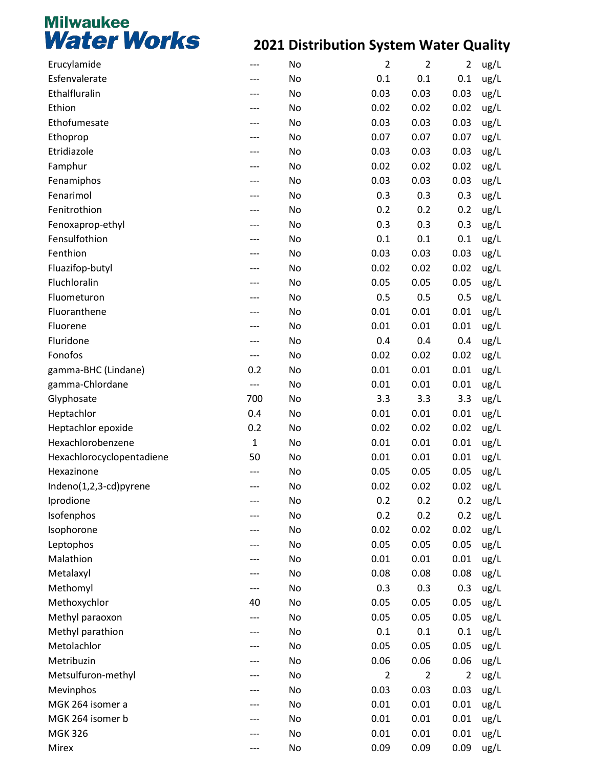# Milwaukee Water Works

## 2021 Distribution System Water Quality

| | | | | | | |
|---|---|---|---|---|---|---|
| Erucylamide | --- | No | 2 | 2 | 2 | ug/L |
| Esfenvalerate | --- | No | 0.1 | 0.1 | 0.1 | ug/L |
| Ethalfluralin | --- | No | 0.03 | 0.03 | 0.03 | ug/L |
| Ethion | --- | No | 0.02 | 0.02 | 0.02 | ug/L |
| Ethofumesate | --- | No | 0.03 | 0.03 | 0.03 | ug/L |
| Ethoprop | --- | No | 0.07 | 0.07 | 0.07 | ug/L |
| Etridiazole | --- | No | 0.03 | 0.03 | 0.03 | ug/L |
| Famphur | --- | No | 0.02 | 0.02 | 0.02 | ug/L |
| Fenamiphos | --- | No | 0.03 | 0.03 | 0.03 | ug/L |
| Fenarimol | --- | No | 0.3 | 0.3 | 0.3 | ug/L |
| Fenitrothion | --- | No | 0.2 | 0.2 | 0.2 | ug/L |
| Fenoxaprop-ethyl | --- | No | 0.3 | 0.3 | 0.3 | ug/L |
| Fensulfothion | --- | No | 0.1 | 0.1 | 0.1 | ug/L |
| Fenthion | --- | No | 0.03 | 0.03 | 0.03 | ug/L |
| Fluazifop-butyl | --- | No | 0.02 | 0.02 | 0.02 | ug/L |
| Fluchloralin | --- | No | 0.05 | 0.05 | 0.05 | ug/L |
| Fluometuron | --- | No | 0.5 | 0.5 | 0.5 | ug/L |
| Fluoranthene | --- | No | 0.01 | 0.01 | 0.01 | ug/L |
| Fluorene | --- | No | 0.01 | 0.01 | 0.01 | ug/L |
| Fluridone | --- | No | 0.4 | 0.4 | 0.4 | ug/L |
| Fonofos | --- | No | 0.02 | 0.02 | 0.02 | ug/L |
| gamma-BHC (Lindane) | 0.2 | No | 0.01 | 0.01 | 0.01 | ug/L |
| gamma-Chlordane | --- | No | 0.01 | 0.01 | 0.01 | ug/L |
| Glyphosate | 700 | No | 3.3 | 3.3 | 3.3 | ug/L |
| Heptachlor | 0.4 | No | 0.01 | 0.01 | 0.01 | ug/L |
| Heptachlor epoxide | 0.2 | No | 0.02 | 0.02 | 0.02 | ug/L |
| Hexachlorobenzene | 1 | No | 0.01 | 0.01 | 0.01 | ug/L |
| Hexachlorocyclopentadiene | 50 | No | 0.01 | 0.01 | 0.01 | ug/L |
| Hexazinone | --- | No | 0.05 | 0.05 | 0.05 | ug/L |
| Indeno(1,2,3-cd)pyrene | --- | No | 0.02 | 0.02 | 0.02 | ug/L |
| Iprodione | --- | No | 0.2 | 0.2 | 0.2 | ug/L |
| Isofenphos | --- | No | 0.2 | 0.2 | 0.2 | ug/L |
| Isophorone | --- | No | 0.02 | 0.02 | 0.02 | ug/L |
| Leptophos | --- | No | 0.05 | 0.05 | 0.05 | ug/L |
| Malathion | --- | No | 0.01 | 0.01 | 0.01 | ug/L |
| Metalaxyl | --- | No | 0.08 | 0.08 | 0.08 | ug/L |
| Methomyl | --- | No | 0.3 | 0.3 | 0.3 | ug/L |
| Methoxychlor | 40 | No | 0.05 | 0.05 | 0.05 | ug/L |
| Methyl paraoxon | --- | No | 0.05 | 0.05 | 0.05 | ug/L |
| Methyl parathion | --- | No | 0.1 | 0.1 | 0.1 | ug/L |
| Metolachlor | --- | No | 0.05 | 0.05 | 0.05 | ug/L |
| Metribuzin | --- | No | 0.06 | 0.06 | 0.06 | ug/L |
| Metsulfuron-methyl | --- | No | 2 | 2 | 2 | ug/L |
| Mevinphos | --- | No | 0.03 | 0.03 | 0.03 | ug/L |
| MGK 264 isomer a | --- | No | 0.01 | 0.01 | 0.01 | ug/L |
| MGK 264 isomer b | --- | No | 0.01 | 0.01 | 0.01 | ug/L |
| MGK 326 | --- | No | 0.01 | 0.01 | 0.01 | ug/L |
| Mirex | --- | No | 0.09 | 0.09 | 0.09 | ug/L |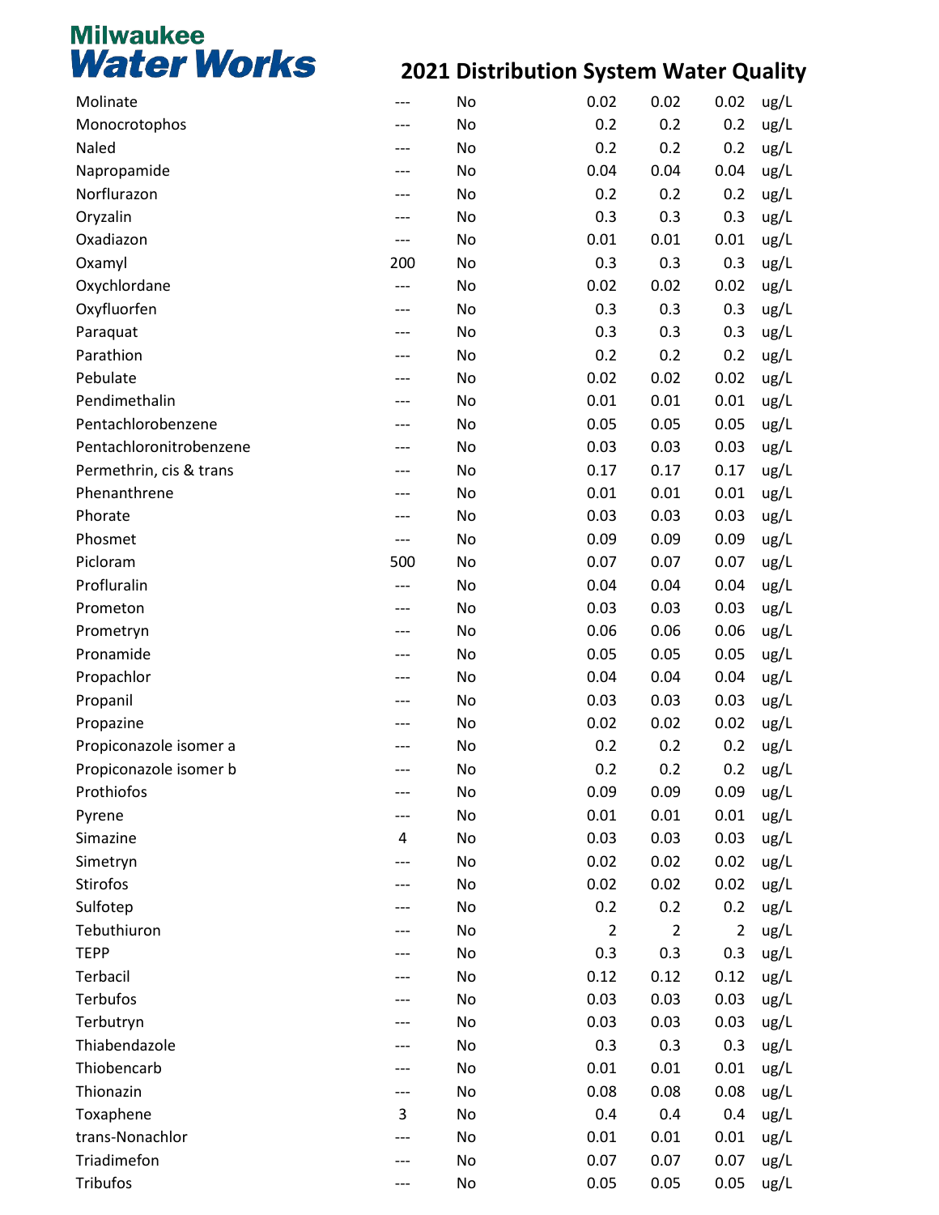# Milwaukee Water Works

## 2021 Distribution System Water Quality

| | | | | | | |
|---|---|---|---|---|---|---|
| Molinate | --- | No | 0.02 | 0.02 | 0.02 | ug/L |
| Monocrotophos | --- | No | 0.2 | 0.2 | 0.2 | ug/L |
| Naled | --- | No | 0.2 | 0.2 | 0.2 | ug/L |
| Napropamide | --- | No | 0.04 | 0.04 | 0.04 | ug/L |
| Norflurazon | --- | No | 0.2 | 0.2 | 0.2 | ug/L |
| Oryzalin | --- | No | 0.3 | 0.3 | 0.3 | ug/L |
| Oxadiazon | --- | No | 0.01 | 0.01 | 0.01 | ug/L |
| Oxamyl | 200 | No | 0.3 | 0.3 | 0.3 | ug/L |
| Oxychlordane | --- | No | 0.02 | 0.02 | 0.02 | ug/L |
| Oxyfluorfen | --- | No | 0.3 | 0.3 | 0.3 | ug/L |
| Paraquat | --- | No | 0.3 | 0.3 | 0.3 | ug/L |
| Parathion | --- | No | 0.2 | 0.2 | 0.2 | ug/L |
| Pebulate | --- | No | 0.02 | 0.02 | 0.02 | ug/L |
| Pendimethalin | --- | No | 0.01 | 0.01 | 0.01 | ug/L |
| Pentachlorobenzene | --- | No | 0.05 | 0.05 | 0.05 | ug/L |
| Pentachloronitrobenzene | --- | No | 0.03 | 0.03 | 0.03 | ug/L |
| Permethrin, cis & trans | --- | No | 0.17 | 0.17 | 0.17 | ug/L |
| Phenanthrene | --- | No | 0.01 | 0.01 | 0.01 | ug/L |
| Phorate | --- | No | 0.03 | 0.03 | 0.03 | ug/L |
| Phosmet | --- | No | 0.09 | 0.09 | 0.09 | ug/L |
| Picloram | 500 | No | 0.07 | 0.07 | 0.07 | ug/L |
| Profluralin | --- | No | 0.04 | 0.04 | 0.04 | ug/L |
| Prometon | --- | No | 0.03 | 0.03 | 0.03 | ug/L |
| Prometryn | --- | No | 0.06 | 0.06 | 0.06 | ug/L |
| Pronamide | --- | No | 0.05 | 0.05 | 0.05 | ug/L |
| Propachlor | --- | No | 0.04 | 0.04 | 0.04 | ug/L |
| Propanil | --- | No | 0.03 | 0.03 | 0.03 | ug/L |
| Propazine | --- | No | 0.02 | 0.02 | 0.02 | ug/L |
| Propiconazole isomer a | --- | No | 0.2 | 0.2 | 0.2 | ug/L |
| Propiconazole isomer b | --- | No | 0.2 | 0.2 | 0.2 | ug/L |
| Prothiofos | --- | No | 0.09 | 0.09 | 0.09 | ug/L |
| Pyrene | --- | No | 0.01 | 0.01 | 0.01 | ug/L |
| Simazine | 4 | No | 0.03 | 0.03 | 0.03 | ug/L |
| Simetryn | --- | No | 0.02 | 0.02 | 0.02 | ug/L |
| Stirofos | --- | No | 0.02 | 0.02 | 0.02 | ug/L |
| Sulfotep | --- | No | 0.2 | 0.2 | 0.2 | ug/L |
| Tebuthiuron | --- | No | 2 | 2 | 2 | ug/L |
| TEPP | --- | No | 0.3 | 0.3 | 0.3 | ug/L |
| Terbacil | --- | No | 0.12 | 0.12 | 0.12 | ug/L |
| Terbufos | --- | No | 0.03 | 0.03 | 0.03 | ug/L |
| Terbutryn | --- | No | 0.03 | 0.03 | 0.03 | ug/L |
| Thiabendazole | --- | No | 0.3 | 0.3 | 0.3 | ug/L |
| Thiobencarb | --- | No | 0.01 | 0.01 | 0.01 | ug/L |
| Thionazin | --- | No | 0.08 | 0.08 | 0.08 | ug/L |
| Toxaphene | 3 | No | 0.4 | 0.4 | 0.4 | ug/L |
| trans-Nonachlor | --- | No | 0.01 | 0.01 | 0.01 | ug/L |
| Triadimefon | --- | No | 0.07 | 0.07 | 0.07 | ug/L |
| Tribufos | --- | No | 0.05 | 0.05 | 0.05 | ug/L |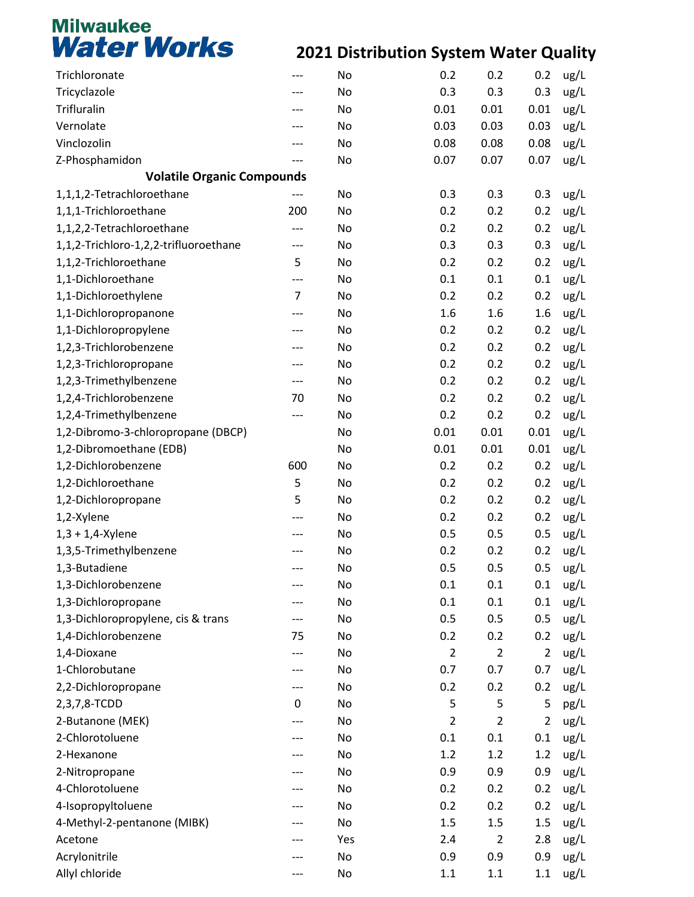# Milwaukee Water Works

## 2021 Distribution System Water Quality

| | | | | | | |
|---|---|---|---|---|---|---|
| Trichloronate | --- | No | 0.2 | 0.2 | 0.2 | ug/L |
| Tricyclazole | --- | No | 0.3 | 0.3 | 0.3 | ug/L |
| Trifluralin | --- | No | 0.01 | 0.01 | 0.01 | ug/L |
| Vernolate | --- | No | 0.03 | 0.03 | 0.03 | ug/L |
| Vinclozolin | --- | No | 0.08 | 0.08 | 0.08 | ug/L |
| Z-Phosphamidon | --- | No | 0.07 | 0.07 | 0.07 | ug/L |
| **Volatile Organic Compounds** | | | | | | |
| 1,1,1,2-Tetrachloroethane | --- | No | 0.3 | 0.3 | 0.3 | ug/L |
| 1,1,1-Trichloroethane | 200 | No | 0.2 | 0.2 | 0.2 | ug/L |
| 1,1,2,2-Tetrachloroethane | --- | No | 0.2 | 0.2 | 0.2 | ug/L |
| 1,1,2-Trichloro-1,2,2-trifluoroethane | --- | No | 0.3 | 0.3 | 0.3 | ug/L |
| 1,1,2-Trichloroethane | 5 | No | 0.2 | 0.2 | 0.2 | ug/L |
| 1,1-Dichloroethane | --- | No | 0.1 | 0.1 | 0.1 | ug/L |
| 1,1-Dichloroethylene | 7 | No | 0.2 | 0.2 | 0.2 | ug/L |
| 1,1-Dichloropropanone | --- | No | 1.6 | 1.6 | 1.6 | ug/L |
| 1,1-Dichloropropylene | --- | No | 0.2 | 0.2 | 0.2 | ug/L |
| 1,2,3-Trichlorobenzene | --- | No | 0.2 | 0.2 | 0.2 | ug/L |
| 1,2,3-Trichloropropane | --- | No | 0.2 | 0.2 | 0.2 | ug/L |
| 1,2,3-Trimethylbenzene | --- | No | 0.2 | 0.2 | 0.2 | ug/L |
| 1,2,4-Trichlorobenzene | 70 | No | 0.2 | 0.2 | 0.2 | ug/L |
| 1,2,4-Trimethylbenzene | --- | No | 0.2 | 0.2 | 0.2 | ug/L |
| 1,2-Dibromo-3-chloropropane (DBCP) | | No | 0.01 | 0.01 | 0.01 | ug/L |
| 1,2-Dibromoethane (EDB) | | No | 0.01 | 0.01 | 0.01 | ug/L |
| 1,2-Dichlorobenzene | 600 | No | 0.2 | 0.2 | 0.2 | ug/L |
| 1,2-Dichloroethane | 5 | No | 0.2 | 0.2 | 0.2 | ug/L |
| 1,2-Dichloropropane | 5 | No | 0.2 | 0.2 | 0.2 | ug/L |
| 1,2-Xylene | --- | No | 0.2 | 0.2 | 0.2 | ug/L |
| 1,3 + 1,4-Xylene | --- | No | 0.5 | 0.5 | 0.5 | ug/L |
| 1,3,5-Trimethylbenzene | --- | No | 0.2 | 0.2 | 0.2 | ug/L |
| 1,3-Butadiene | --- | No | 0.5 | 0.5 | 0.5 | ug/L |
| 1,3-Dichlorobenzene | --- | No | 0.1 | 0.1 | 0.1 | ug/L |
| 1,3-Dichloropropane | --- | No | 0.1 | 0.1 | 0.1 | ug/L |
| 1,3-Dichloropropylene, cis & trans | --- | No | 0.5 | 0.5 | 0.5 | ug/L |
| 1,4-Dichlorobenzene | 75 | No | 0.2 | 0.2 | 0.2 | ug/L |
| 1,4-Dioxane | --- | No | 2 | 2 | 2 | ug/L |
| 1-Chlorobutane | --- | No | 0.7 | 0.7 | 0.7 | ug/L |
| 2,2-Dichloropropane | --- | No | 0.2 | 0.2 | 0.2 | ug/L |
| 2,3,7,8-TCDD | 0 | No | 5 | 5 | 5 | pg/L |
| 2-Butanone (MEK) | --- | No | 2 | 2 | 2 | ug/L |
| 2-Chlorotoluene | --- | No | 0.1 | 0.1 | 0.1 | ug/L |
| 2-Hexanone | --- | No | 1.2 | 1.2 | 1.2 | ug/L |
| 2-Nitropropane | --- | No | 0.9 | 0.9 | 0.9 | ug/L |
| 4-Chlorotoluene | --- | No | 0.2 | 0.2 | 0.2 | ug/L |
| 4-Isopropyltoluene | --- | No | 0.2 | 0.2 | 0.2 | ug/L |
| 4-Methyl-2-pentanone (MIBK) | --- | No | 1.5 | 1.5 | 1.5 | ug/L |
| Acetone | --- | Yes | 2.4 | 2 | 2.8 | ug/L |
| Acrylonitrile | --- | No | 0.9 | 0.9 | 0.9 | ug/L |
| Allyl chloride | --- | No | 1.1 | 1.1 | 1.1 | ug/L |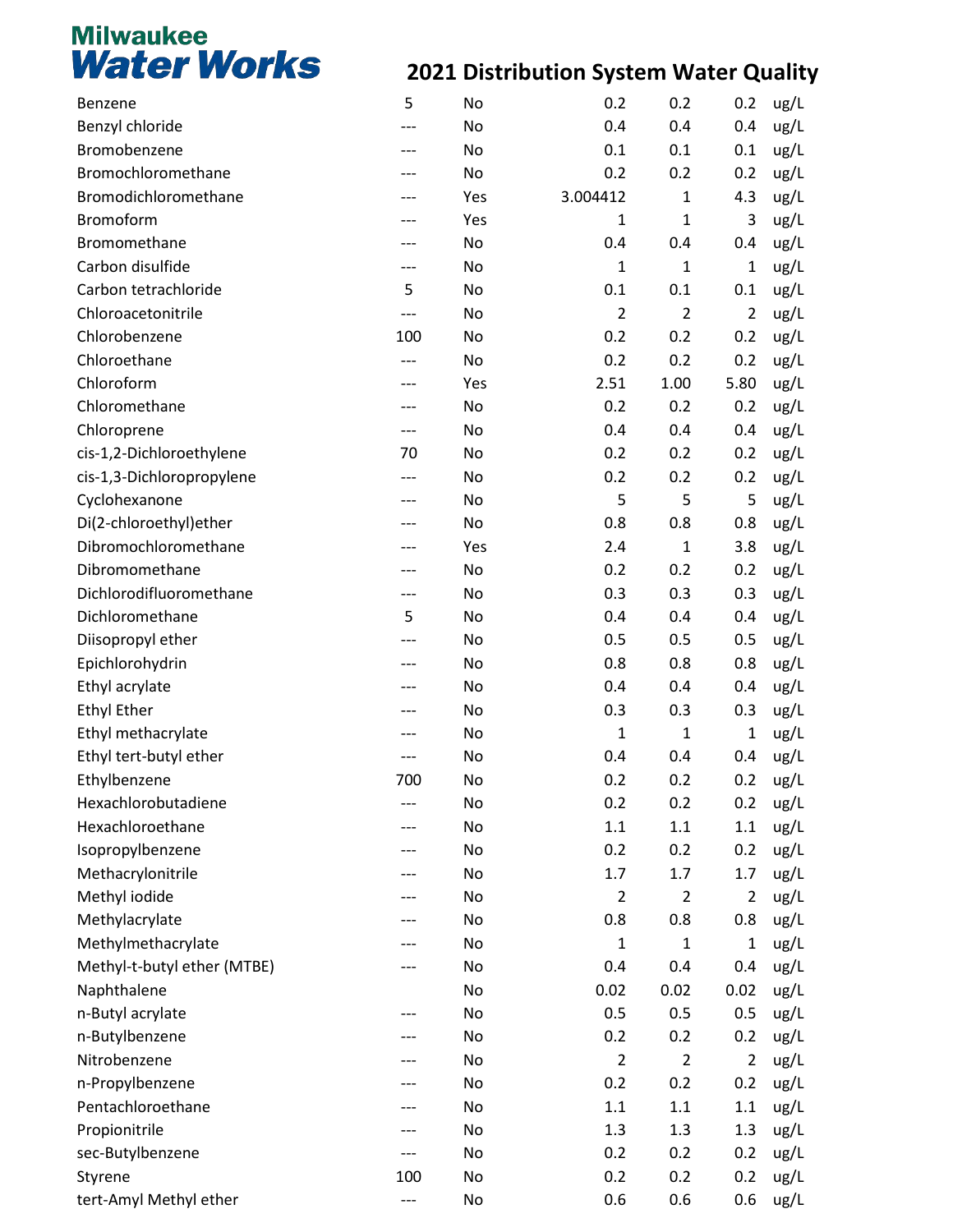# Milwaukee Water Works

## 2021 Distribution System Water Quality

| | | | | | | |
|---|---|---|---|---|---|---|
| Benzene | 5 | No | 0.2 | 0.2 | 0.2 | ug/L |
| Benzyl chloride | --- | No | 0.4 | 0.4 | 0.4 | ug/L |
| Bromobenzene | --- | No | 0.1 | 0.1 | 0.1 | ug/L |
| Bromochloromethane | --- | No | 0.2 | 0.2 | 0.2 | ug/L |
| Bromodichloromethane | --- | Yes | 3.004412 | 1 | 4.3 | ug/L |
| Bromoform | --- | Yes | 1 | 1 | 3 | ug/L |
| Bromomethane | --- | No | 0.4 | 0.4 | 0.4 | ug/L |
| Carbon disulfide | --- | No | 1 | 1 | 1 | ug/L |
| Carbon tetrachloride | 5 | No | 0.1 | 0.1 | 0.1 | ug/L |
| Chloroacetonitrile | --- | No | 2 | 2 | 2 | ug/L |
| Chlorobenzene | 100 | No | 0.2 | 0.2 | 0.2 | ug/L |
| Chloroethane | --- | No | 0.2 | 0.2 | 0.2 | ug/L |
| Chloroform | --- | Yes | 2.51 | 1.00 | 5.80 | ug/L |
| Chloromethane | --- | No | 0.2 | 0.2 | 0.2 | ug/L |
| Chloroprene | --- | No | 0.4 | 0.4 | 0.4 | ug/L |
| cis-1,2-Dichloroethylene | 70 | No | 0.2 | 0.2 | 0.2 | ug/L |
| cis-1,3-Dichloropropylene | --- | No | 0.2 | 0.2 | 0.2 | ug/L |
| Cyclohexanone | --- | No | 5 | 5 | 5 | ug/L |
| Di(2-chloroethyl)ether | --- | No | 0.8 | 0.8 | 0.8 | ug/L |
| Dibromochloromethane | --- | Yes | 2.4 | 1 | 3.8 | ug/L |
| Dibromomethane | --- | No | 0.2 | 0.2 | 0.2 | ug/L |
| Dichlorodifluoromethane | --- | No | 0.3 | 0.3 | 0.3 | ug/L |
| Dichloromethane | 5 | No | 0.4 | 0.4 | 0.4 | ug/L |
| Diisopropyl ether | --- | No | 0.5 | 0.5 | 0.5 | ug/L |
| Epichlorohydrin | --- | No | 0.8 | 0.8 | 0.8 | ug/L |
| Ethyl acrylate | --- | No | 0.4 | 0.4 | 0.4 | ug/L |
| Ethyl Ether | --- | No | 0.3 | 0.3 | 0.3 | ug/L |
| Ethyl methacrylate | --- | No | 1 | 1 | 1 | ug/L |
| Ethyl tert-butyl ether | --- | No | 0.4 | 0.4 | 0.4 | ug/L |
| Ethylbenzene | 700 | No | 0.2 | 0.2 | 0.2 | ug/L |
| Hexachlorobutadiene | --- | No | 0.2 | 0.2 | 0.2 | ug/L |
| Hexachloroethane | --- | No | 1.1 | 1.1 | 1.1 | ug/L |
| Isopropylbenzene | --- | No | 0.2 | 0.2 | 0.2 | ug/L |
| Methacrylonitrile | --- | No | 1.7 | 1.7 | 1.7 | ug/L |
| Methyl iodide | --- | No | 2 | 2 | 2 | ug/L |
| Methylacrylate | --- | No | 0.8 | 0.8 | 0.8 | ug/L |
| Methylmethacrylate | --- | No | 1 | 1 | 1 | ug/L |
| Methyl-t-butyl ether (MTBE) | --- | No | 0.4 | 0.4 | 0.4 | ug/L |
| Naphthalene | | No | 0.02 | 0.02 | 0.02 | ug/L |
| n-Butyl acrylate | --- | No | 0.5 | 0.5 | 0.5 | ug/L |
| n-Butylbenzene | --- | No | 0.2 | 0.2 | 0.2 | ug/L |
| Nitrobenzene | --- | No | 2 | 2 | 2 | ug/L |
| n-Propylbenzene | --- | No | 0.2 | 0.2 | 0.2 | ug/L |
| Pentachloroethane | --- | No | 1.1 | 1.1 | 1.1 | ug/L |
| Propionitrile | --- | No | 1.3 | 1.3 | 1.3 | ug/L |
| sec-Butylbenzene | --- | No | 0.2 | 0.2 | 0.2 | ug/L |
| Styrene | 100 | No | 0.2 | 0.2 | 0.2 | ug/L |
| tert-Amyl Methyl ether | --- | No | 0.6 | 0.6 | 0.6 | ug/L |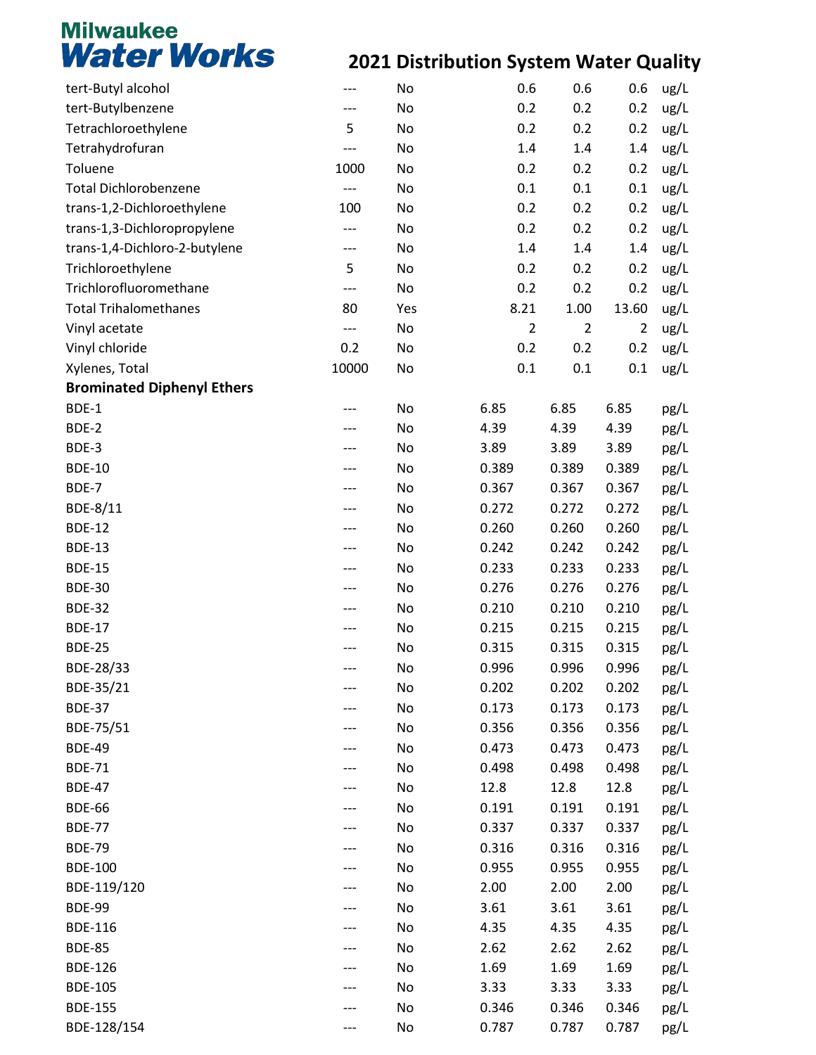# Milwaukee Water Works

## 2021 Distribution System Water Quality

| | | | | | | |
|---|---|---|---|---|---|---|
| tert-Butyl alcohol | --- | No | 0.6 | 0.6 | 0.6 | ug/L |
| tert-Butylbenzene | --- | No | 0.2 | 0.2 | 0.2 | ug/L |
| Tetrachloroethylene | 5 | No | 0.2 | 0.2 | 0.2 | ug/L |
| Tetrahydrofuran | --- | No | 1.4 | 1.4 | 1.4 | ug/L |
| Toluene | 1000 | No | 0.2 | 0.2 | 0.2 | ug/L |
| Total Dichlorobenzene | --- | No | 0.1 | 0.1 | 0.1 | ug/L |
| trans-1,2-Dichloroethylene | 100 | No | 0.2 | 0.2 | 0.2 | ug/L |
| trans-1,3-Dichloropropylene | --- | No | 0.2 | 0.2 | 0.2 | ug/L |
| trans-1,4-Dichloro-2-butylene | --- | No | 1.4 | 1.4 | 1.4 | ug/L |
| Trichloroethylene | 5 | No | 0.2 | 0.2 | 0.2 | ug/L |
| Trichlorofluoromethane | --- | No | 0.2 | 0.2 | 0.2 | ug/L |
| Total Trihalomethanes | 80 | Yes | 8.21 | 1.00 | 13.60 | ug/L |
| Vinyl acetate | --- | No | 2 | 2 | 2 | ug/L |
| Vinyl chloride | 0.2 | No | 0.2 | 0.2 | 0.2 | ug/L |
| Xylenes, Total | 10000 | No | 0.1 | 0.1 | 0.1 | ug/L |
| **Brominated Diphenyl Ethers** | | | | | | |
| BDE-1 | --- | No | 6.85 | 6.85 | 6.85 | pg/L |
| BDE-2 | --- | No | 4.39 | 4.39 | 4.39 | pg/L |
| BDE-3 | --- | No | 3.89 | 3.89 | 3.89 | pg/L |
| BDE-10 | --- | No | 0.389 | 0.389 | 0.389 | pg/L |
| BDE-7 | --- | No | 0.367 | 0.367 | 0.367 | pg/L |
| BDE-8/11 | --- | No | 0.272 | 0.272 | 0.272 | pg/L |
| BDE-12 | --- | No | 0.260 | 0.260 | 0.260 | pg/L |
| BDE-13 | --- | No | 0.242 | 0.242 | 0.242 | pg/L |
| BDE-15 | --- | No | 0.233 | 0.233 | 0.233 | pg/L |
| BDE-30 | --- | No | 0.276 | 0.276 | 0.276 | pg/L |
| BDE-32 | --- | No | 0.210 | 0.210 | 0.210 | pg/L |
| BDE-17 | --- | No | 0.215 | 0.215 | 0.215 | pg/L |
| BDE-25 | --- | No | 0.315 | 0.315 | 0.315 | pg/L |
| BDE-28/33 | --- | No | 0.996 | 0.996 | 0.996 | pg/L |
| BDE-35/21 | --- | No | 0.202 | 0.202 | 0.202 | pg/L |
| BDE-37 | --- | No | 0.173 | 0.173 | 0.173 | pg/L |
| BDE-75/51 | --- | No | 0.356 | 0.356 | 0.356 | pg/L |
| BDE-49 | --- | No | 0.473 | 0.473 | 0.473 | pg/L |
| BDE-71 | --- | No | 0.498 | 0.498 | 0.498 | pg/L |
| BDE-47 | --- | No | 12.8 | 12.8 | 12.8 | pg/L |
| BDE-66 | --- | No | 0.191 | 0.191 | 0.191 | pg/L |
| BDE-77 | --- | No | 0.337 | 0.337 | 0.337 | pg/L |
| BDE-79 | --- | No | 0.316 | 0.316 | 0.316 | pg/L |
| BDE-100 | --- | No | 0.955 | 0.955 | 0.955 | pg/L |
| BDE-119/120 | --- | No | 2.00 | 2.00 | 2.00 | pg/L |
| BDE-99 | --- | No | 3.61 | 3.61 | 3.61 | pg/L |
| BDE-116 | --- | No | 4.35 | 4.35 | 4.35 | pg/L |
| BDE-85 | --- | No | 2.62 | 2.62 | 2.62 | pg/L |
| BDE-126 | --- | No | 1.69 | 1.69 | 1.69 | pg/L |
| BDE-105 | --- | No | 3.33 | 3.33 | 3.33 | pg/L |
| BDE-155 | --- | No | 0.346 | 0.346 | 0.346 | pg/L |
| BDE-128/154 | --- | No | 0.787 | 0.787 | 0.787 | pg/L |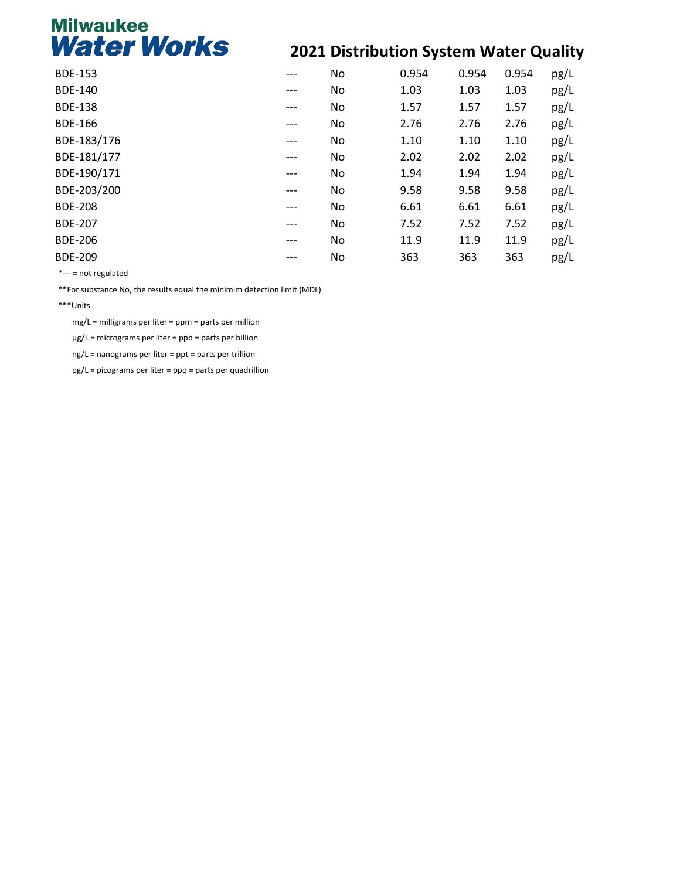# Milwaukee Water Works

## 2021 Distribution System Water Quality

| | | | | | | |
|---|---|---|---|---|---|---|
| BDE-153 | --- | No | 0.954 | 0.954 | 0.954 | pg/L |
| BDE-140 | --- | No | 1.03 | 1.03 | 1.03 | pg/L |
| BDE-138 | --- | No | 1.57 | 1.57 | 1.57 | pg/L |
| BDE-166 | --- | No | 2.76 | 2.76 | 2.76 | pg/L |
| BDE-183/176 | --- | No | 1.10 | 1.10 | 1.10 | pg/L |
| BDE-181/177 | --- | No | 2.02 | 2.02 | 2.02 | pg/L |
| BDE-190/171 | --- | No | 1.94 | 1.94 | 1.94 | pg/L |
| BDE-203/200 | --- | No | 9.58 | 9.58 | 9.58 | pg/L |
| BDE-208 | --- | No | 6.61 | 6.61 | 6.61 | pg/L |
| BDE-207 | --- | No | 7.52 | 7.52 | 7.52 | pg/L |
| BDE-206 | --- | No | 11.9 | 11.9 | 11.9 | pg/L |
| BDE-209 | --- | No | 363 | 363 | 363 | pg/L |

*--- = not regulated

**For substance No, the results equal the minimim detection limit (MDL)

***Units

mg/L = milligrams per liter = ppm = parts per million

µg/L = micrograms per liter = ppb = parts per billion

ng/L = nanograms per liter = ppt = parts per trillion

pg/L = picograms per liter = ppq = parts per quadrillion